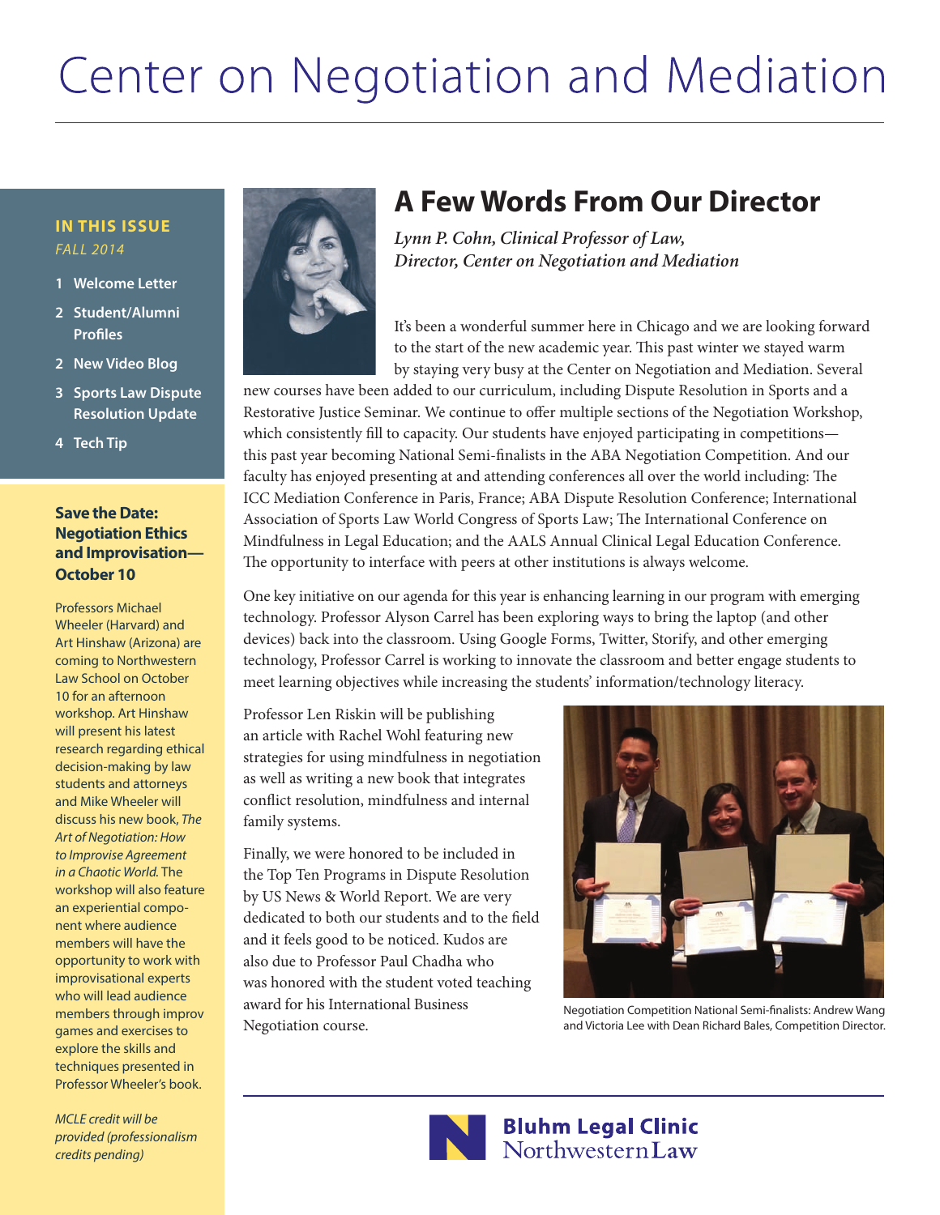# Center on Negotiation and Mediation

**IN THIS ISSUE**
*FALL 2014*

1. Welcome Letter
2. Student/Alumni Profiles
2. New Video Blog
3. Sports Law Dispute Resolution Update
4. Tech Tip

**Save the Date: Negotiation Ethics and Improvisation—October 10**

Professors Michael Wheeler (Harvard) and Art Hinshaw (Arizona) are coming to Northwestern Law School on October 10 for an afternoon workshop. Art Hinshaw will present his latest research regarding ethical decision-making by law students and attorneys and Mike Wheeler will discuss his new book, *The Art of Negotiation: How to Improvise Agreement in a Chaotic World*. The workshop will also feature an experiential component where audience members will have the opportunity to work with improvisational experts who will lead audience members through improv games and exercises to explore the skills and techniques presented in Professor Wheeler's book.

*MCLE credit will be provided (professionalism credits pending)*

## A Few Words From Our Director

*Lynn P. Cohn, Clinical Professor of Law, Director, Center on Negotiation and Mediation*

It's been a wonderful summer here in Chicago and we are looking forward to the start of the new academic year. This past winter we stayed warm by staying very busy at the Center on Negotiation and Mediation. Several new courses have been added to our curriculum, including Dispute Resolution in Sports and a Restorative Justice Seminar. We continue to offer multiple sections of the Negotiation Workshop, which consistently fill to capacity. Our students have enjoyed participating in competitions—this past year becoming National Semi-finalists in the ABA Negotiation Competition. And our faculty has enjoyed presenting at and attending conferences all over the world including: The ICC Mediation Conference in Paris, France; ABA Dispute Resolution Conference; International Association of Sports Law World Congress of Sports Law; The International Conference on Mindfulness in Legal Education; and the AALS Annual Clinical Legal Education Conference. The opportunity to interface with peers at other institutions is always welcome.

One key initiative on our agenda for this year is enhancing learning in our program with emerging technology. Professor Alyson Carrel has been exploring ways to bring the laptop (and other devices) back into the classroom. Using Google Forms, Twitter, Storify, and other emerging technology, Professor Carrel is working to innovate the classroom and better engage students to meet learning objectives while increasing the students' information/technology literacy.

Professor Len Riskin will be publishing an article with Rachel Wohl featuring new strategies for using mindfulness in negotiation as well as writing a new book that integrates conflict resolution, mindfulness and internal family systems.

Finally, we were honored to be included in the Top Ten Programs in Dispute Resolution by US News & World Report. We are very dedicated to both our students and to the field and it feels good to be noticed. Kudos are also due to Professor Paul Chadha who was honored with the student voted teaching award for his International Business Negotiation course.

Negotiation Competition National Semi-finalists: Andrew Wang and Victoria Lee with Dean Richard Bales, Competition Director.

Bluhm Legal Clinic
Northwestern Law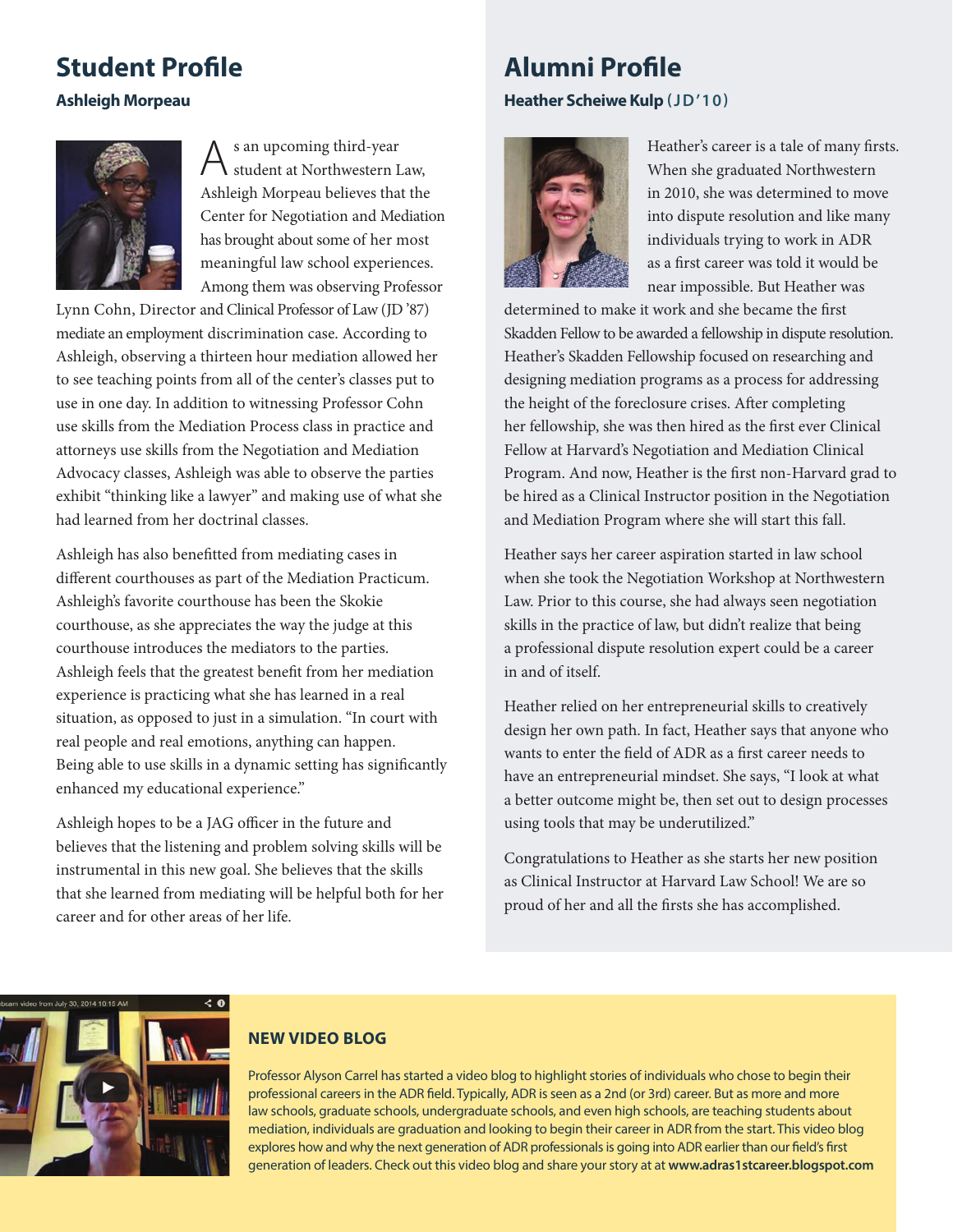## Student Profile

### Ashleigh Morpeau

As an upcoming third-year student at Northwestern Law, Ashleigh Morpeau believes that the Center for Negotiation and Mediation has brought about some of her most meaningful law school experiences. Among them was observing Professor Lynn Cohn, Director and Clinical Professor of Law (JD '87) mediate an employment discrimination case. According to Ashleigh, observing a thirteen hour mediation allowed her to see teaching points from all of the center's classes put to use in one day. In addition to witnessing Professor Cohn use skills from the Mediation Process class in practice and attorneys use skills from the Negotiation and Mediation Advocacy classes, Ashleigh was able to observe the parties exhibit "thinking like a lawyer" and making use of what she had learned from her doctrinal classes.

Ashleigh has also benefitted from mediating cases in different courthouses as part of the Mediation Practicum. Ashleigh's favorite courthouse has been the Skokie courthouse, as she appreciates the way the judge at this courthouse introduces the mediators to the parties. Ashleigh feels that the greatest benefit from her mediation experience is practicing what she has learned in a real situation, as opposed to just in a simulation. "In court with real people and real emotions, anything can happen. Being able to use skills in a dynamic setting has significantly enhanced my educational experience."

Ashleigh hopes to be a JAG officer in the future and believes that the listening and problem solving skills will be instrumental in this new goal. She believes that the skills that she learned from mediating will be helpful both for her career and for other areas of her life.

## Alumni Profile

### Heather Scheiwe Kulp (JD'10)

Heather's career is a tale of many firsts. When she graduated Northwestern in 2010, she was determined to move into dispute resolution and like many individuals trying to work in ADR as a first career was told it would be near impossible. But Heather was determined to make it work and she became the first Skadden Fellow to be awarded a fellowship in dispute resolution. Heather's Skadden Fellowship focused on researching and designing mediation programs as a process for addressing the height of the foreclosure crises. After completing her fellowship, she was then hired as the first ever Clinical Fellow at Harvard's Negotiation and Mediation Clinical Program. And now, Heather is the first non-Harvard grad to be hired as a Clinical Instructor position in the Negotiation and Mediation Program where she will start this fall.

Heather says her career aspiration started in law school when she took the Negotiation Workshop at Northwestern Law. Prior to this course, she had always seen negotiation skills in the practice of law, but didn't realize that being a professional dispute resolution expert could be a career in and of itself.

Heather relied on her entrepreneurial skills to creatively design her own path. In fact, Heather says that anyone who wants to enter the field of ADR as a first career needs to have an entrepreneurial mindset. She says, "I look at what a better outcome might be, then set out to design processes using tools that may be underutilized."

Congratulations to Heather as she starts her new position as Clinical Instructor at Harvard Law School! We are so proud of her and all the firsts she has accomplished.

### NEW VIDEO BLOG

Professor Alyson Carrel has started a video blog to highlight stories of individuals who chose to begin their professional careers in the ADR field. Typically, ADR is seen as a 2nd (or 3rd) career. But as more and more law schools, graduate schools, undergraduate schools, and even high schools, are teaching students about mediation, individuals are graduation and looking to begin their career in ADR from the start. This video blog explores how and why the next generation of ADR professionals is going into ADR earlier than our field's first generation of leaders. Check out this video blog and share your story at at **www.adras1stcareer.blogspot.com**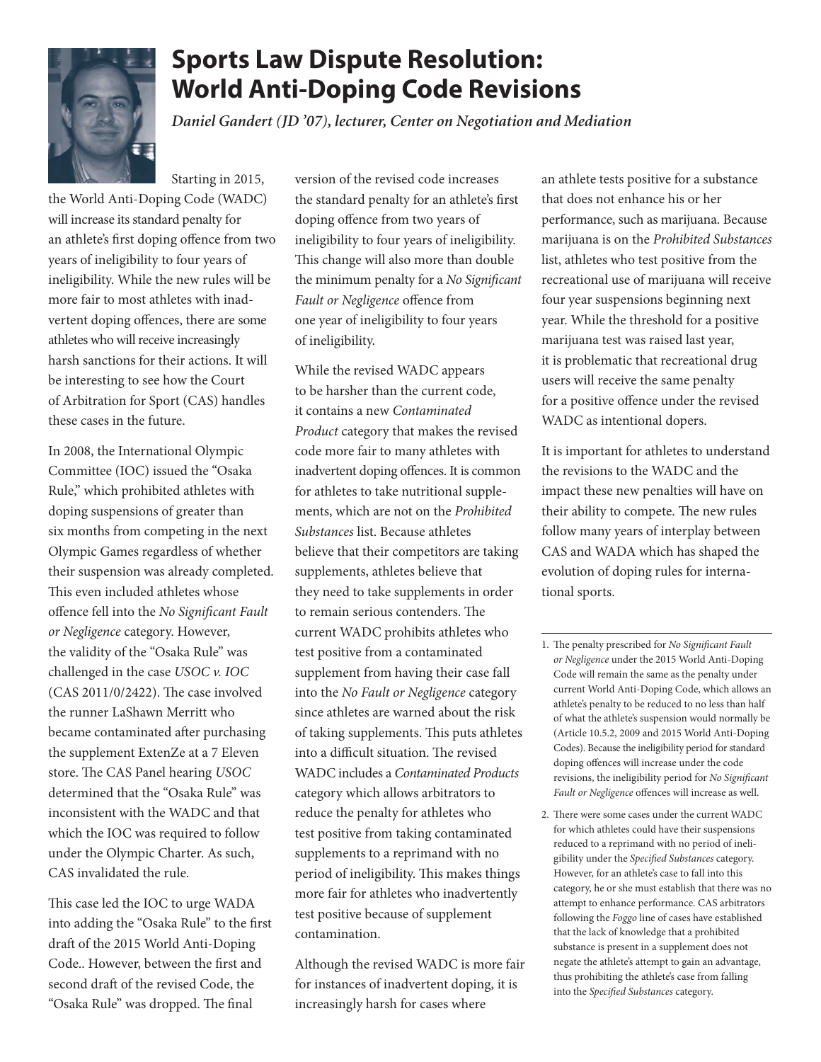# Sports Law Dispute Resolution: World Anti-Doping Code Revisions

*Daniel Gandert (JD '07), lecturer, Center on Negotiation and Mediation*

Starting in 2015, the World Anti-Doping Code (WADC) will increase its standard penalty for an athlete's first doping offence from two years of ineligibility to four years of ineligibility. While the new rules will be more fair to most athletes with inadvertent doping offences, there are some athletes who will receive increasingly harsh sanctions for their actions. It will be interesting to see how the Court of Arbitration for Sport (CAS) handles these cases in the future.

In 2008, the International Olympic Committee (IOC) issued the "Osaka Rule," which prohibited athletes with doping suspensions of greater than six months from competing in the next Olympic Games regardless of whether their suspension was already completed. This even included athletes whose offence fell into the *No Significant Fault or Negligence* category. However, the validity of the "Osaka Rule" was challenged in the case *USOC v. IOC* (CAS 2011/0/2422). The case involved the runner LaShawn Merritt who became contaminated after purchasing the supplement ExtenZe at a 7 Eleven store. The CAS Panel hearing *USOC* determined that the "Osaka Rule" was inconsistent with the WADC and that which the IOC was required to follow under the Olympic Charter. As such, CAS invalidated the rule.

This case led the IOC to urge WADA into adding the "Osaka Rule" to the first draft of the 2015 World Anti-Doping Code.. However, between the first and second draft of the revised Code, the "Osaka Rule" was dropped. The final version of the revised code increases the standard penalty for an athlete's first doping offence from two years of ineligibility to four years of ineligibility. This change will also more than double the minimum penalty for a *No Significant Fault or Negligence* offence from one year of ineligibility to four years of ineligibility.

While the revised WADC appears to be harsher than the current code, it contains a new *Contaminated Product* category that makes the revised code more fair to many athletes with inadvertent doping offences. It is common for athletes to take nutritional supplements, which are not on the *Prohibited Substances* list. Because athletes believe that their competitors are taking supplements, athletes believe that they need to take supplements in order to remain serious contenders. The current WADC prohibits athletes who test positive from a contaminated supplement from having their case fall into the *No Fault or Negligence* category since athletes are warned about the risk of taking supplements. This puts athletes into a difficult situation. The revised WADC includes a *Contaminated Products* category which allows arbitrators to reduce the penalty for athletes who test positive from taking contaminated supplements to a reprimand with no period of ineligibility. This makes things more fair for athletes who inadvertently test positive because of supplement contamination.

Although the revised WADC is more fair for instances of inadvertent doping, it is increasingly harsh for cases where an athlete tests positive for a substance that does not enhance his or her performance, such as marijuana. Because marijuana is on the *Prohibited Substances* list, athletes who test positive from the recreational use of marijuana will receive four year suspensions beginning next year. While the threshold for a positive marijuana test was raised last year, it is problematic that recreational drug users will receive the same penalty for a positive offence under the revised WADC as intentional dopers.

It is important for athletes to understand the revisions to the WADC and the impact these new penalties will have on their ability to compete. The new rules follow many years of interplay between CAS and WADA which has shaped the evolution of doping rules for international sports.

---

1. The penalty prescribed for *No Significant Fault or Negligence* under the 2015 World Anti-Doping Code will remain the same as the penalty under current World Anti-Doping Code, which allows an athlete's penalty to be reduced to no less than half of what the athlete's suspension would normally be (Article 10.5.2, 2009 and 2015 World Anti-Doping Codes). Because the ineligibility period for standard doping offences will increase under the code revisions, the ineligibility period for *No Significant Fault or Negligence* offences will increase as well.

2. There were some cases under the current WADC for which athletes could have their suspensions reduced to a reprimand with no period of ineligibility under the *Specified Substances* category. However, for an athlete's case to fall into this category, he or she must establish that there was no attempt to enhance performance. CAS arbitrators following the *Foggo* line of cases have established that the lack of knowledge that a prohibited substance is present in a supplement does not negate the athlete's attempt to gain an advantage, thus prohibiting the athlete's case from falling into the *Specified Substances* category.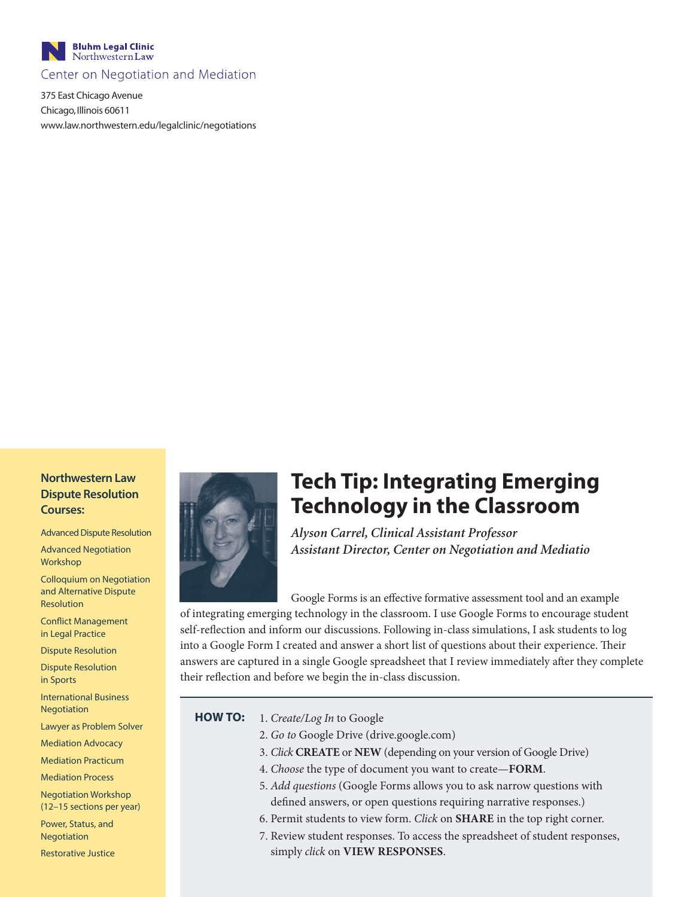**Bluhm Legal Clinic**
Northwestern Law

Center on Negotiation and Mediation

375 East Chicago Avenue
Chicago, Illinois 60611
www.law.northwestern.edu/legalclinic/negotiations

# Tech Tip: Integrating Emerging Technology in the Classroom

*Alyson Carrel, Clinical Assistant Professor*
*Assistant Director, Center on Negotiation and Mediatio*

Google Forms is an effective formative assessment tool and an example of integrating emerging technology in the classroom. I use Google Forms to encourage student self-reflection and inform our discussions. Following in-class simulations, I ask students to log into a Google Form I created and answer a short list of questions about their experience. Their answers are captured in a single Google spreadsheet that I review immediately after they complete their reflection and before we begin the in-class discussion.

**HOW TO:**

1. *Create/Log In* to Google
2. *Go to* Google Drive (drive.google.com)
3. *Click* **CREATE** or **NEW** (depending on your version of Google Drive)
4. *Choose* the type of document you want to create—**FORM**.
5. *Add questions* (Google Forms allows you to ask narrow questions with defined answers, or open questions requiring narrative responses.)
6. Permit students to view form. *Click* on **SHARE** in the top right corner.
7. Review student responses. To access the spreadsheet of student responses, simply *click* on **VIEW RESPONSES**.

## Northwestern Law Dispute Resolution Courses:

- Advanced Dispute Resolution
- Advanced Negotiation Workshop
- Colloquium on Negotiation and Alternative Dispute Resolution
- Conflict Management in Legal Practice
- Dispute Resolution
- Dispute Resolution in Sports
- International Business Negotiation
- Lawyer as Problem Solver
- Mediation Advocacy
- Mediation Practicum
- Mediation Process
- Negotiation Workshop (12–15 sections per year)
- Power, Status, and Negotiation
- Restorative Justice